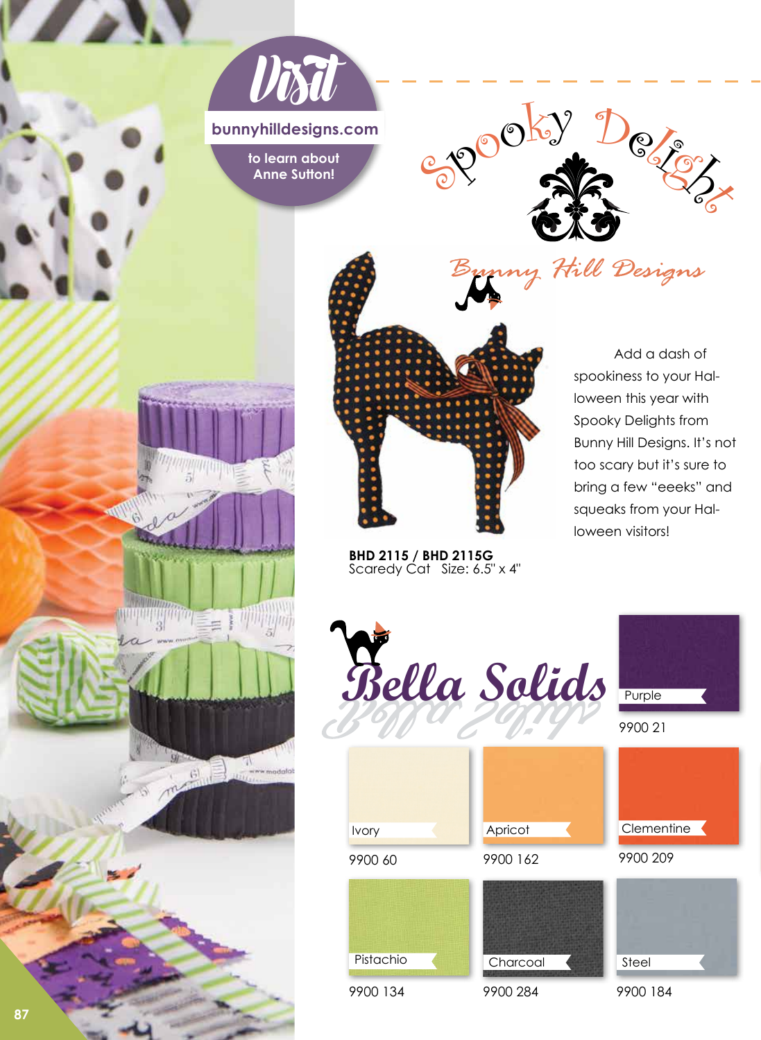**Visit**

**bunnyhilldesigns.com**

to learn about Anne Sutton!

# Spooky Delight

*Bunny Hill Designs*

Add a dash of spookiness to your Halloween this year with Spooky Delights from Bunny Hill Designs. It's not too scary but it's sure to bring a few "eeeks" and squeaks from your Halloween visitors!

**BHD 2115 / BHD 2115G**
Scaredy Cat Size: 6.5" x 4"

## Bella Solids

| Color | Number |
|---|---|
| Purple | 9900 21 |
| Ivory | 9900 60 |
| Apricot | 9900 162 |
| Clementine | 9900 209 |
| Pistachio | 9900 134 |
| Charcoal | 9900 284 |
| Steel | 9900 184 |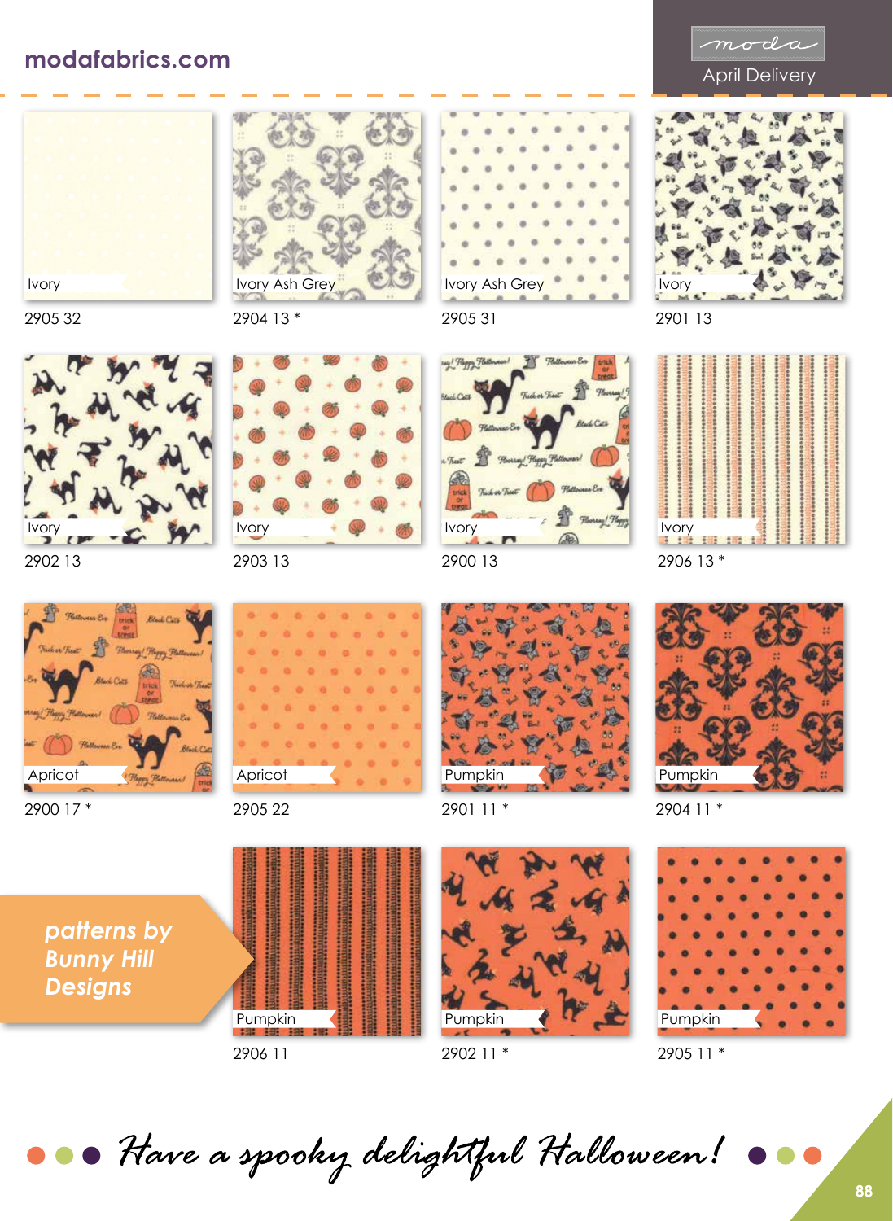modafabrics.com

moda

April Delivery

Ivory
2905 32

Ivory Ash Grey
2904 13 *

Ivory Ash Grey
2905 31

Ivory
2901 13

Ivory
2902 13

Ivory
2903 13

Ivory
2900 13

Ivory
2906 13 *

Apricot
2900 17 *

Apricot
2905 22

Pumpkin
2901 11 *

Pumpkin
2904 11 *

*patterns by Bunny Hill Designs*

Pumpkin
2906 11

Pumpkin
2902 11 *

Pumpkin
2905 11 *

*Have a spooky delightful Halloween!*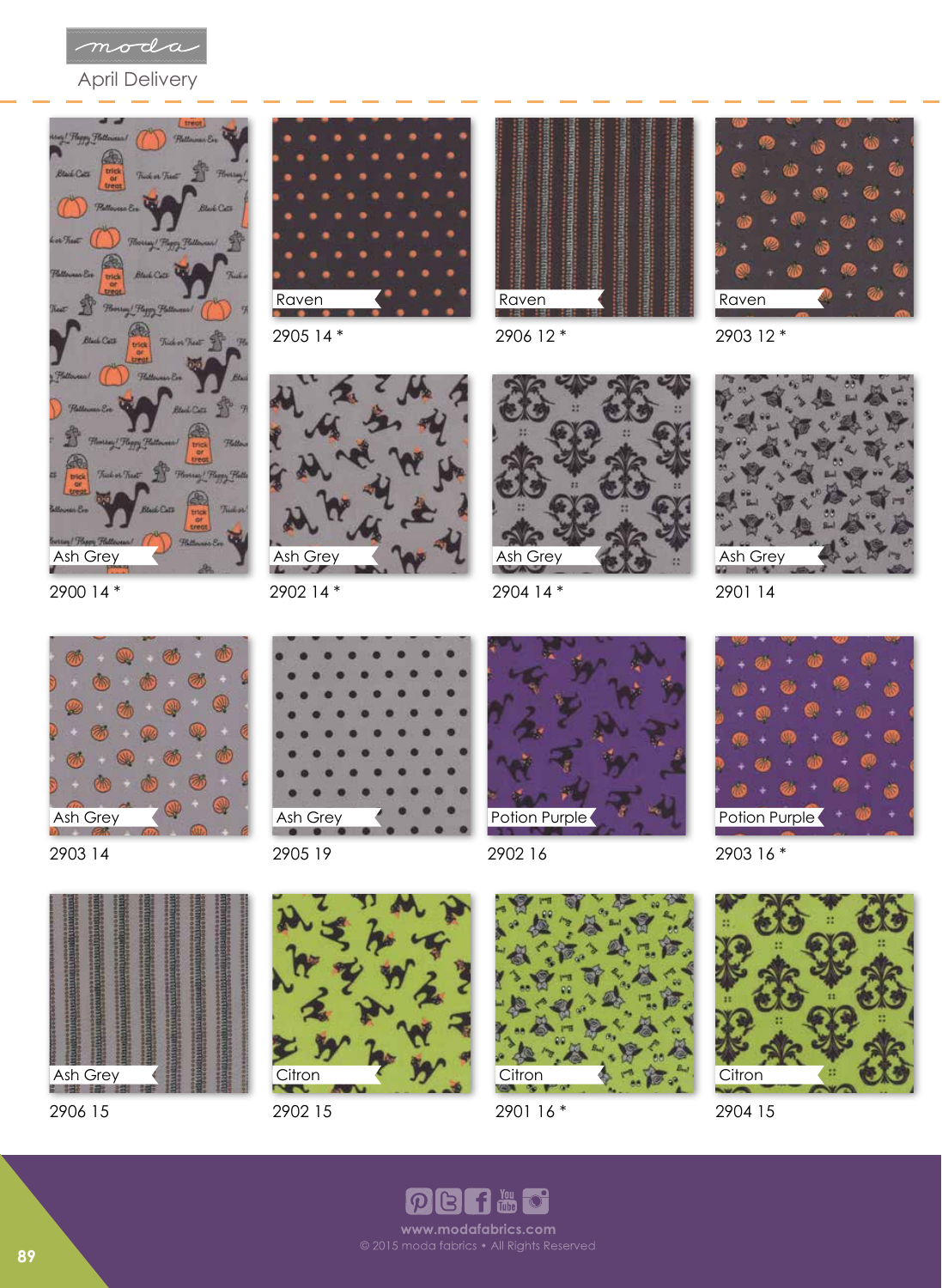moda

April Delivery

| | | | |
|---|---|---|---|
| Ash Grey<br>2900 14 * | Raven<br>2905 14 * | Raven<br>2906 12 * | Raven<br>2903 12 * |
| | Ash Grey<br>2902 14 * | Ash Grey<br>2904 14 * | Ash Grey<br>2901 14 |
| Ash Grey<br>2903 14 | Ash Grey<br>2905 19 | Potion Purple<br>2902 16 | Potion Purple<br>2903 16 * |
| Ash Grey<br>2906 15 | Citron<br>2902 15 | Citron<br>2901 16 * | Citron<br>2904 15 |

www.modafabrics.com

© 2015 moda fabrics • All Rights Reserved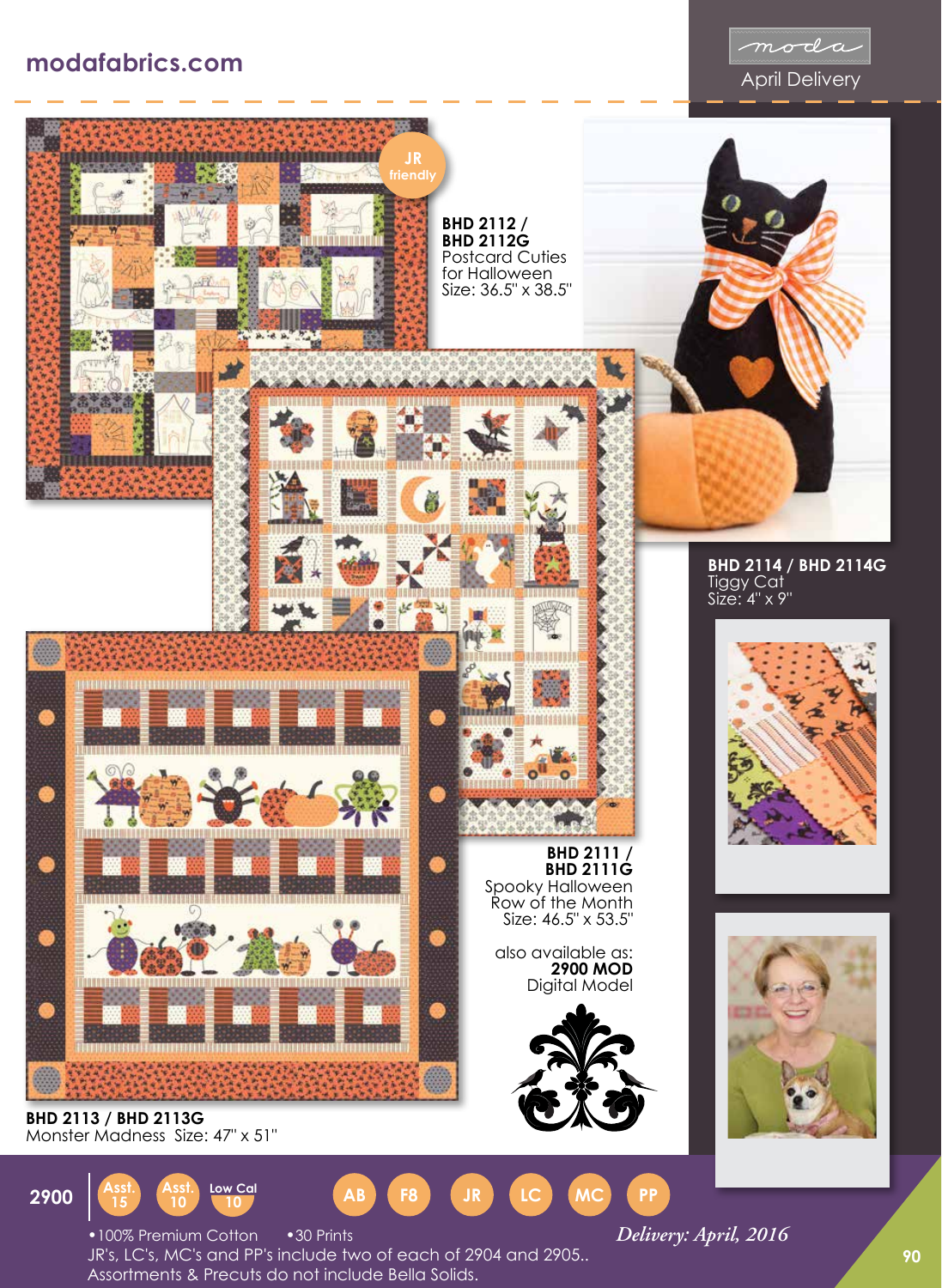modafabrics.com

moda
April Delivery

JR friendly

**BHD 2112 / BHD 2112G**
Postcard Cuties for Halloween
Size: 36.5" x 38.5"

**BHD 2114 / BHD 2114G**
Tiggy Cat
Size: 4" x 9"

**BHD 2111 / BHD 2111G**
Spooky Halloween Row of the Month
Size: 46.5" x 53.5"

also available as:
**2900 MOD**
Digital Model

**BHD 2113 / BHD 2113G**
Monster Madness Size: 47" x 51"

**2900** | Asst. 15 | Asst. 10 | Low Cal 10 | AB | F8 | JR | LC | MC | PP

- 100% Premium Cotton
- 30 Prints

*Delivery: April, 2016*

JR's, LC's, MC's and PP's include two of each of 2904 and 2905..
Assortments & Precuts do not include Bella Solids.